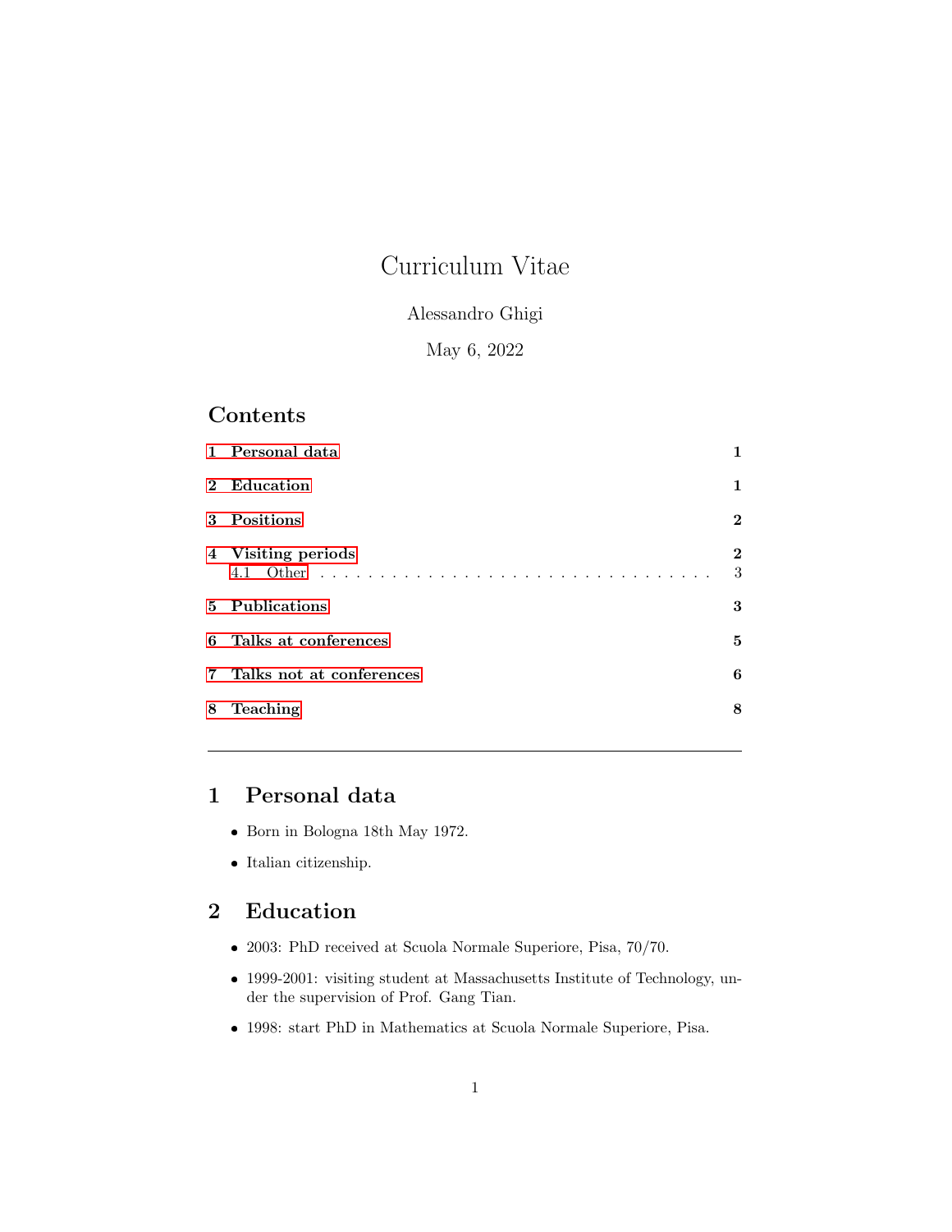# Curriculum Vitae

Alessandro Ghigi

May 6, 2022

## Contents

1 Personal data — 1

2 Education — 1

3 Positions — 2

4 Visiting periods — 2
- 4.1 Other — 3

5 Publications — 3

6 Talks at conferences — 5

7 Talks not at conferences — 6

8 Teaching — 8

---

## 1 Personal data

- Born in Bologna 18th May 1972.
- Italian citizenship.

## 2 Education

- 2003: PhD received at Scuola Normale Superiore, Pisa, 70/70.
- 1999-2001: visiting student at Massachusetts Institute of Technology, under the supervision of Prof. Gang Tian.
- 1998: start PhD in Mathematics at Scuola Normale Superiore, Pisa.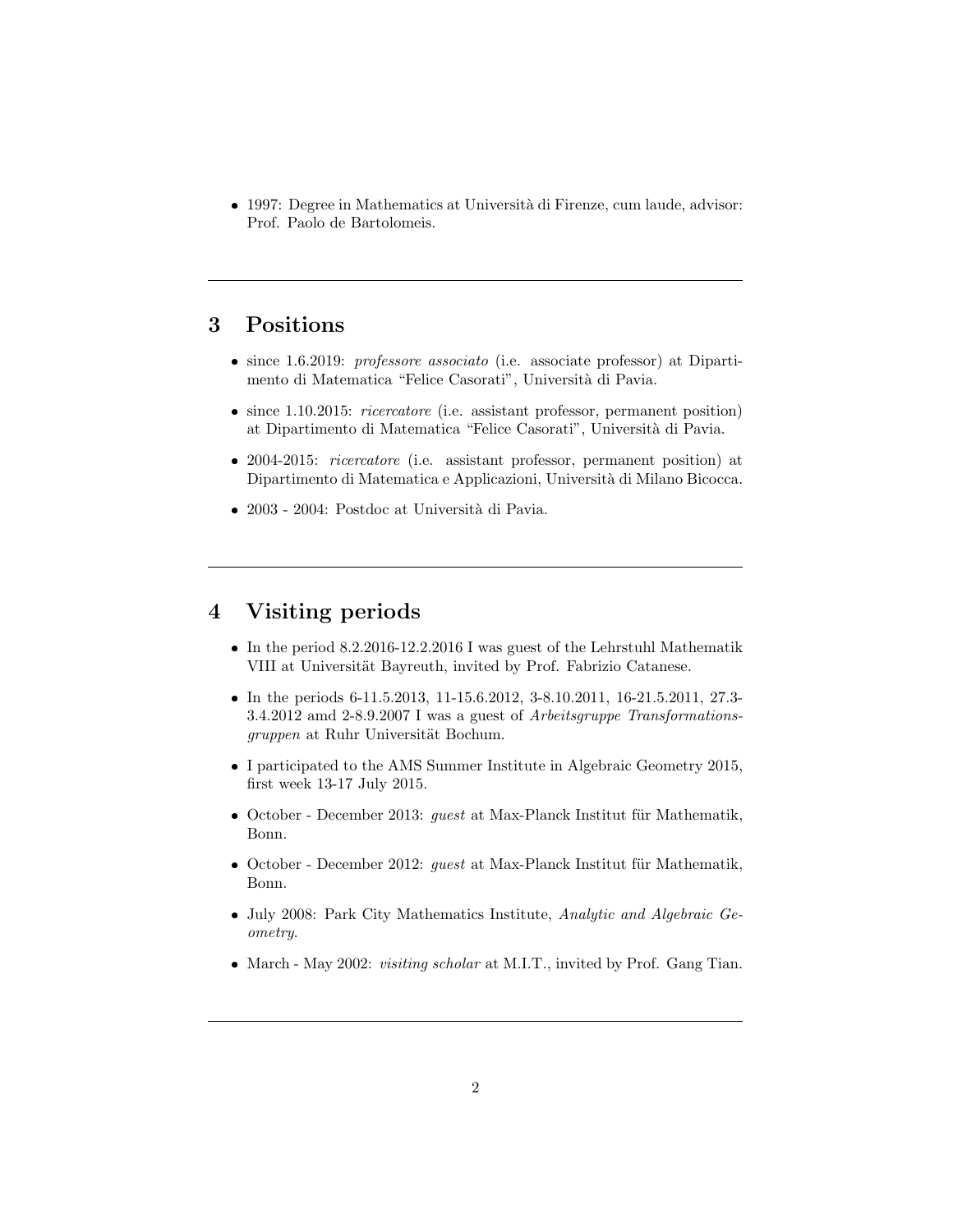- 1997: Degree in Mathematics at Università di Firenze, cum laude, advisor: Prof. Paolo de Bartolomeis.

---

## 3 Positions

- since 1.6.2019: *professore associato* (i.e. associate professor) at Dipartimento di Matematica "Felice Casorati", Università di Pavia.
- since 1.10.2015: *ricercatore* (i.e. assistant professor, permanent position) at Dipartimento di Matematica "Felice Casorati", Università di Pavia.
- 2004-2015: *ricercatore* (i.e. assistant professor, permanent position) at Dipartimento di Matematica e Applicazioni, Università di Milano Bicocca.
- 2003 - 2004: Postdoc at Università di Pavia.

---

## 4 Visiting periods

- In the period 8.2.2016-12.2.2016 I was guest of the Lehrstuhl Mathematik VIII at Universität Bayreuth, invited by Prof. Fabrizio Catanese.
- In the periods 6-11.5.2013, 11-15.6.2012, 3-8.10.2011, 16-21.5.2011, 27.3-3.4.2012 amd 2-8.9.2007 I was a guest of *Arbeitsgruppe Transformationsgruppen* at Ruhr Universität Bochum.
- I participated to the AMS Summer Institute in Algebraic Geometry 2015, first week 13-17 July 2015.
- October - December 2013: *guest* at Max-Planck Institut für Mathematik, Bonn.
- October - December 2012: *guest* at Max-Planck Institut für Mathematik, Bonn.
- July 2008: Park City Mathematics Institute, *Analytic and Algebraic Geometry*.
- March - May 2002: *visiting scholar* at M.I.T., invited by Prof. Gang Tian.

---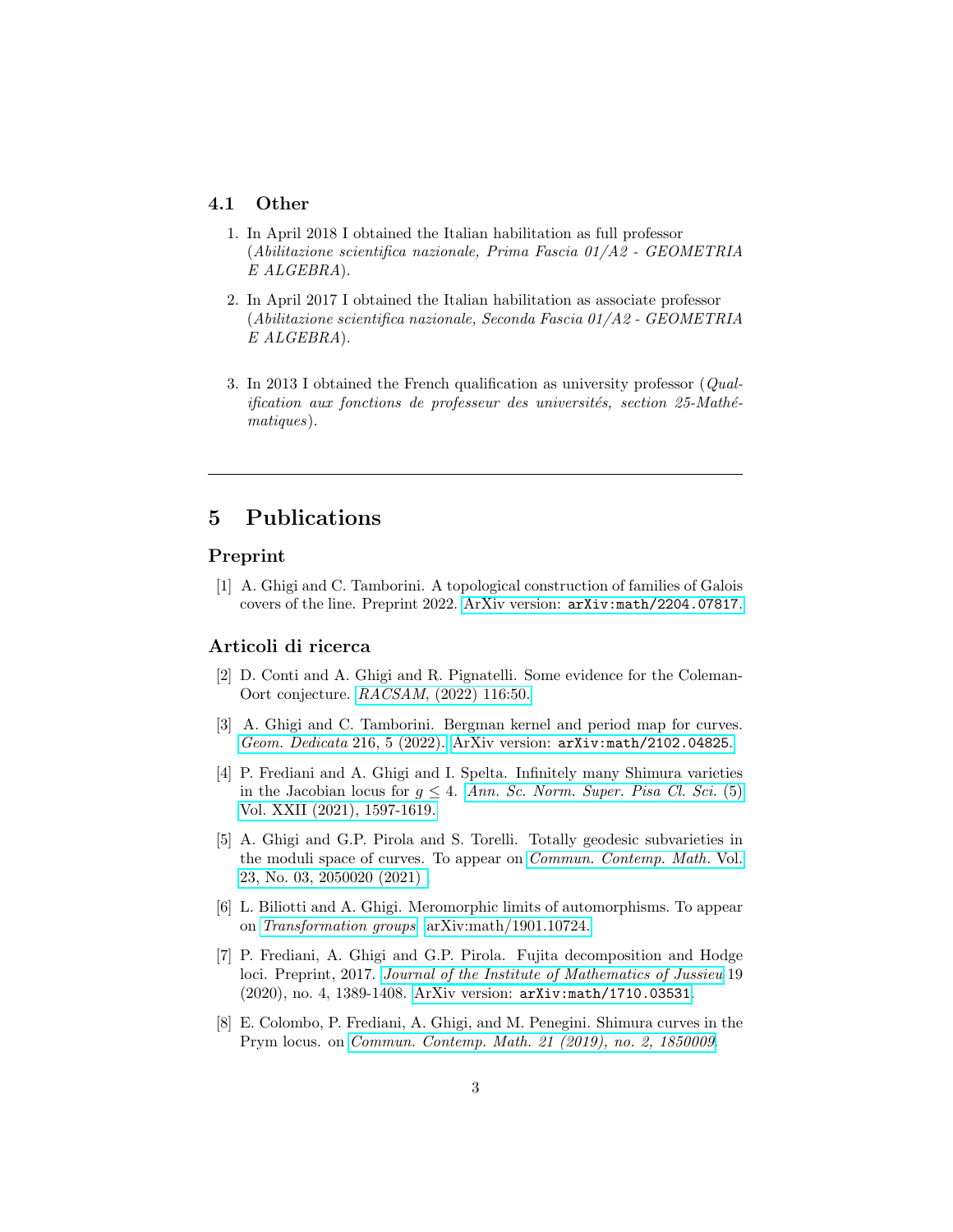### 4.1 Other

1. In April 2018 I obtained the Italian habilitation as full professor (*Abilitazione scientifica nazionale, Prima Fascia 01/A2 - GEOMETRIA E ALGEBRA*).

2. In April 2017 I obtained the Italian habilitation as associate professor (*Abilitazione scientifica nazionale, Seconda Fascia 01/A2 - GEOMETRIA E ALGEBRA*).

3. In 2013 I obtained the French qualification as university professor (*Qualification aux fonctions de professeur des universités, section 25-Mathématiques*).

---

## 5 Publications

### Preprint

[1] A. Ghigi and C. Tamborini. A topological construction of families of Galois covers of the line. Preprint 2022. ArXiv version: `arXiv:math/2204.07817`.

### Articoli di ricerca

[2] D. Conti and A. Ghigi and R. Pignatelli. Some evidence for the Coleman-Oort conjecture. *RACSAM*, (2022) 116:50.

[3] A. Ghigi and C. Tamborini. Bergman kernel and period map for curves. *Geom. Dedicata* 216, 5 (2022). ArXiv version: `arXiv:math/2102.04825`.

[4] P. Frediani and A. Ghigi and I. Spelta. Infinitely many Shimura varieties in the Jacobian locus for $g \leq 4$. *Ann. Sc. Norm. Super. Pisa Cl. Sci.* (5) Vol. XXII (2021), 1597-1619.

[5] A. Ghigi and G.P. Pirola and S. Torelli. Totally geodesic subvarieties in the moduli space of curves. To appear on *Commun. Contemp. Math.* Vol. 23, No. 03, 2050020 (2021) .

[6] L. Biliotti and A. Ghigi. Meromorphic limits of automorphisms. To appear on *Transformation groups* arXiv:math/1901.10724.

[7] P. Frediani, A. Ghigi and G.P. Pirola. Fujita decomposition and Hodge loci. Preprint, 2017. *Journal of the Institute of Mathematics of Jussieu* 19 (2020), no. 4, 1389-1408. ArXiv version: `arXiv:math/1710.03531`.

[8] E. Colombo, P. Frediani, A. Ghigi, and M. Penegini. Shimura curves in the Prym locus. on *Commun. Contemp. Math. 21 (2019), no. 2, 1850009*.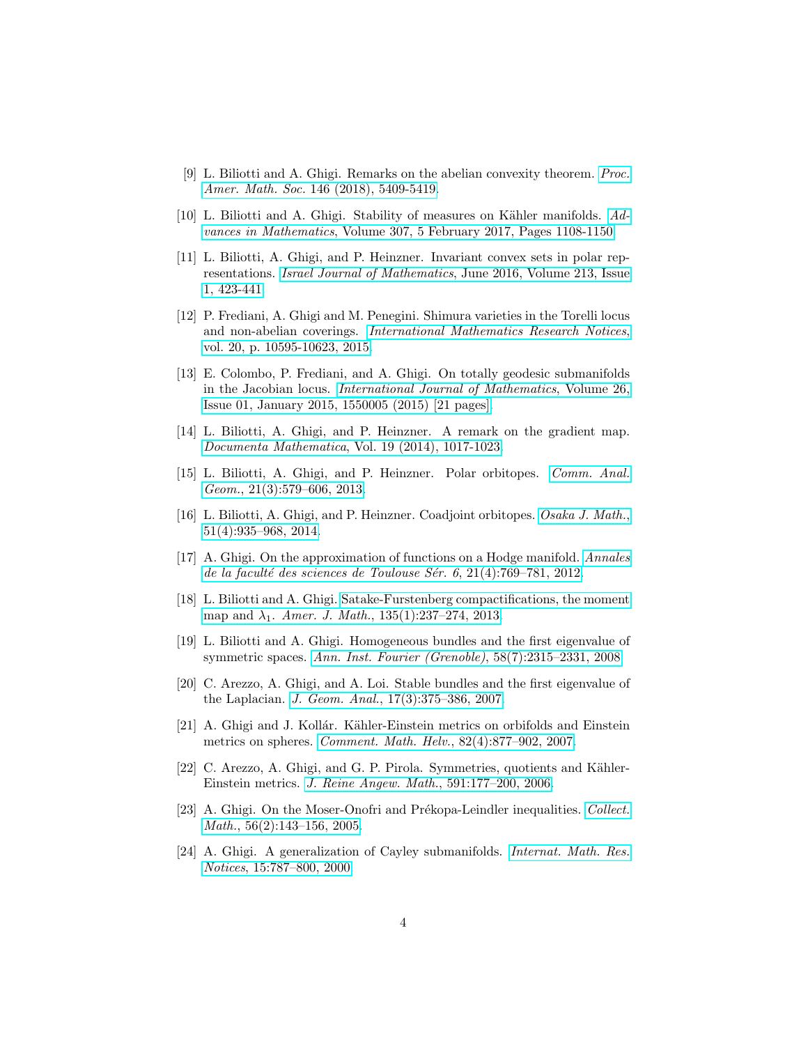[9] L. Biliotti and A. Ghigi. Remarks on the abelian convexity theorem. *Proc. Amer. Math. Soc.* 146 (2018), 5409-5419.

[10] L. Biliotti and A. Ghigi. Stability of measures on Kähler manifolds. *Advances in Mathematics*, Volume 307, 5 February 2017, Pages 1108-1150.

[11] L. Biliotti, A. Ghigi, and P. Heinzner. Invariant convex sets in polar representations. *Israel Journal of Mathematics*, June 2016, Volume 213, Issue 1, 423-441.

[12] P. Frediani, A. Ghigi and M. Penegini. Shimura varieties in the Torelli locus and non-abelian coverings. *International Mathematics Research Notices*, vol. 20, p. 10595-10623, 2015.

[13] E. Colombo, P. Frediani, and A. Ghigi. On totally geodesic submanifolds in the Jacobian locus. *International Journal of Mathematics*, Volume 26, Issue 01, January 2015, 1550005 (2015) [21 pages].

[14] L. Biliotti, A. Ghigi, and P. Heinzner. A remark on the gradient map. *Documenta Mathematica*, Vol. 19 (2014), 1017-1023.

[15] L. Biliotti, A. Ghigi, and P. Heinzner. Polar orbitopes. *Comm. Anal. Geom.*, 21(3):579–606, 2013.

[16] L. Biliotti, A. Ghigi, and P. Heinzner. Coadjoint orbitopes. *Osaka J. Math.*, 51(4):935–968, 2014.

[17] A. Ghigi. On the approximation of functions on a Hodge manifold. *Annales de la faculté des sciences de Toulouse Sér. 6*, 21(4):769–781, 2012.

[18] L. Biliotti and A. Ghigi. Satake-Furstenberg compactifications, the moment map and $\lambda_1$. *Amer. J. Math.*, 135(1):237–274, 2013.

[19] L. Biliotti and A. Ghigi. Homogeneous bundles and the first eigenvalue of symmetric spaces. *Ann. Inst. Fourier (Grenoble)*, 58(7):2315–2331, 2008.

[20] C. Arezzo, A. Ghigi, and A. Loi. Stable bundles and the first eigenvalue of the Laplacian. *J. Geom. Anal.*, 17(3):375–386, 2007.

[21] A. Ghigi and J. Kollár. Kähler-Einstein metrics on orbifolds and Einstein metrics on spheres. *Comment. Math. Helv.*, 82(4):877–902, 2007.

[22] C. Arezzo, A. Ghigi, and G. P. Pirola. Symmetries, quotients and Kähler-Einstein metrics. *J. Reine Angew. Math.*, 591:177–200, 2006.

[23] A. Ghigi. On the Moser-Onofri and Prékopa-Leindler inequalities. *Collect. Math.*, 56(2):143–156, 2005.

[24] A. Ghigi. A generalization of Cayley submanifolds. *Internat. Math. Res. Notices*, 15:787–800, 2000.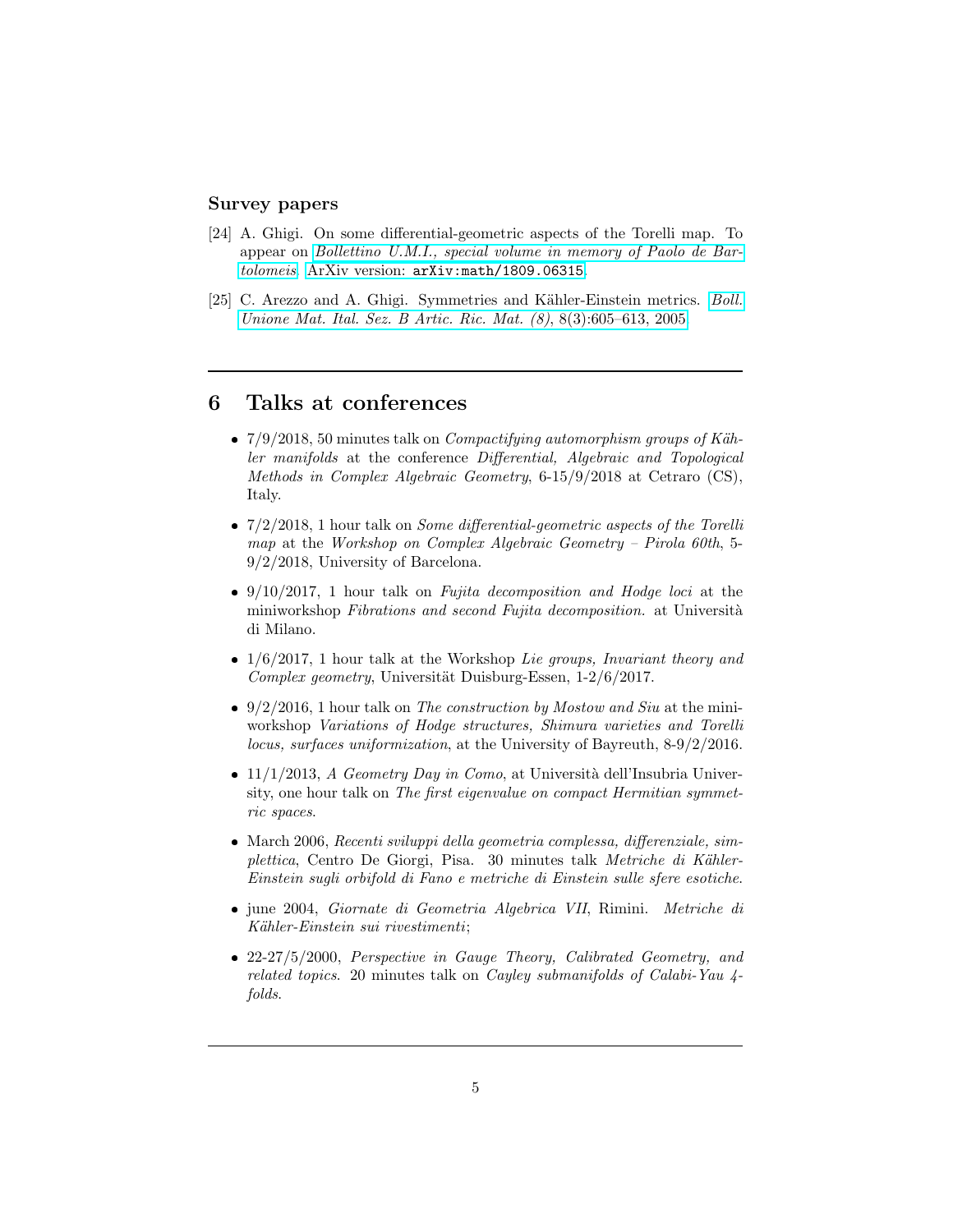### Survey papers

[24] A. Ghigi. On some differential-geometric aspects of the Torelli map. To appear on *Bollettino U.M.I., special volume in memory of Paolo de Bartolomeis*. ArXiv version: `arXiv:math/1809.06315`.

[25] C. Arezzo and A. Ghigi. Symmetries and Kähler-Einstein metrics. *Boll. Unione Mat. Ital. Sez. B Artic. Ric. Mat. (8)*, 8(3):605–613, 2005.

---

## 6 Talks at conferences

- 7/9/2018, 50 minutes talk on *Compactifying automorphism groups of Kähler manifolds* at the conference *Differential, Algebraic and Topological Methods in Complex Algebraic Geometry*, 6-15/9/2018 at Cetraro (CS), Italy.
- 7/2/2018, 1 hour talk on *Some differential-geometric aspects of the Torelli map* at the *Workshop on Complex Algebraic Geometry – Pirola 60th*, 5-9/2/2018, University of Barcelona.
- 9/10/2017, 1 hour talk on *Fujita decomposition and Hodge loci* at the miniworkshop *Fibrations and second Fujita decomposition.* at Università di Milano.
- 1/6/2017, 1 hour talk at the Workshop *Lie groups, Invariant theory and Complex geometry*, Universität Duisburg-Essen, 1-2/6/2017.
- 9/2/2016, 1 hour talk on *The construction by Mostow and Siu* at the mini-workshop *Variations of Hodge structures, Shimura varieties and Torelli locus, surfaces uniformization*, at the University of Bayreuth, 8-9/2/2016.
- 11/1/2013, *A Geometry Day in Como*, at Università dell'Insubria University, one hour talk on *The first eigenvalue on compact Hermitian symmetric spaces*.
- March 2006, *Recenti sviluppi della geometria complessa, differenziale, simplettica*, Centro De Giorgi, Pisa. 30 minutes talk *Metriche di Kähler-Einstein sugli orbifold di Fano e metriche di Einstein sulle sfere esotiche*.
- june 2004, *Giornate di Geometria Algebrica VII*, Rimini. *Metriche di Kähler-Einstein sui rivestimenti*;
- 22-27/5/2000, *Perspective in Gauge Theory, Calibrated Geometry, and related topics*. 20 minutes talk on *Cayley submanifolds of Calabi-Yau 4-folds*.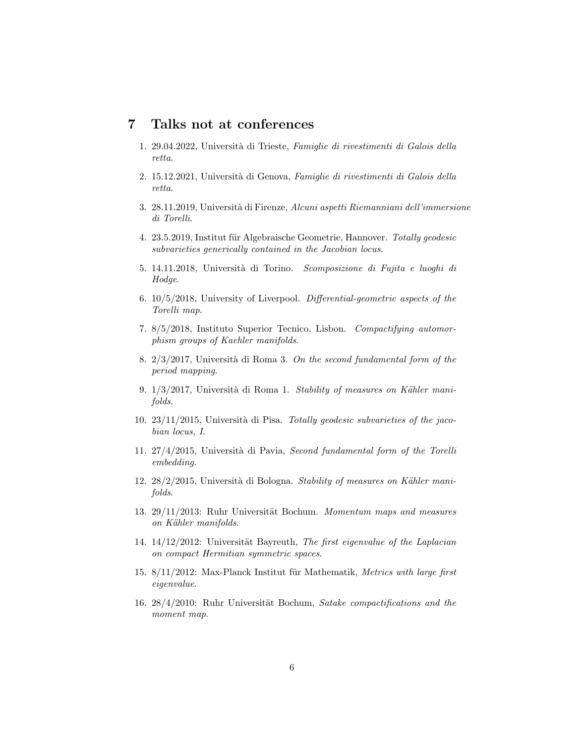## 7 Talks not at conferences

1. 29.04.2022, Università di Trieste, *Famiglie di rivestimenti di Galois della retta*.
2. 15.12.2021, Università di Genova, *Famiglie di rivestimenti di Galois della retta*.
3. 28.11.2019, Università di Firenze, *Alcuni aspetti Riemanniani dell'immersione di Torelli*.
4. 23.5.2019, Institut für Algebraische Geometrie, Hannover. *Totally geodesic subvarieties generically contained in the Jacobian locus*.
5. 14.11.2018, Università di Torino. *Scomposizione di Fujita e luoghi di Hodge*.
6. 10/5/2018, University of Liverpool. *Differential-geometric aspects of the Torelli map*.
7. 8/5/2018, Instituto Superior Tecnico, Lisbon. *Compactifying automorphism groups of Kaehler manifolds*.
8. 2/3/2017, Università di Roma 3. *On the second fundamental form of the period mapping*.
9. 1/3/2017, Università di Roma 1. *Stability of measures on Kähler manifolds*.
10. 23/11/2015, Università di Pisa. *Totally geodesic subvarieties of the jacobian locus, I*.
11. 27/4/2015, Università di Pavia, *Second fundamental form of the Torelli embedding*.
12. 28/2/2015, Università di Bologna. *Stability of measures on Kähler manifolds*.
13. 29/11/2013: Ruhr Universität Bochum. *Momentum maps and measures on Kähler manifolds*.
14. 14/12/2012: Universität Bayreuth, *The first eigenvalue of the Laplacian on compact Hermitian symmetric spaces*.
15. 8/11/2012: Max-Planck Institut für Mathematik, *Metrics with large first eigenvalue*.
16. 28/4/2010: Ruhr Universität Bochum, *Satake compactifications and the moment map*.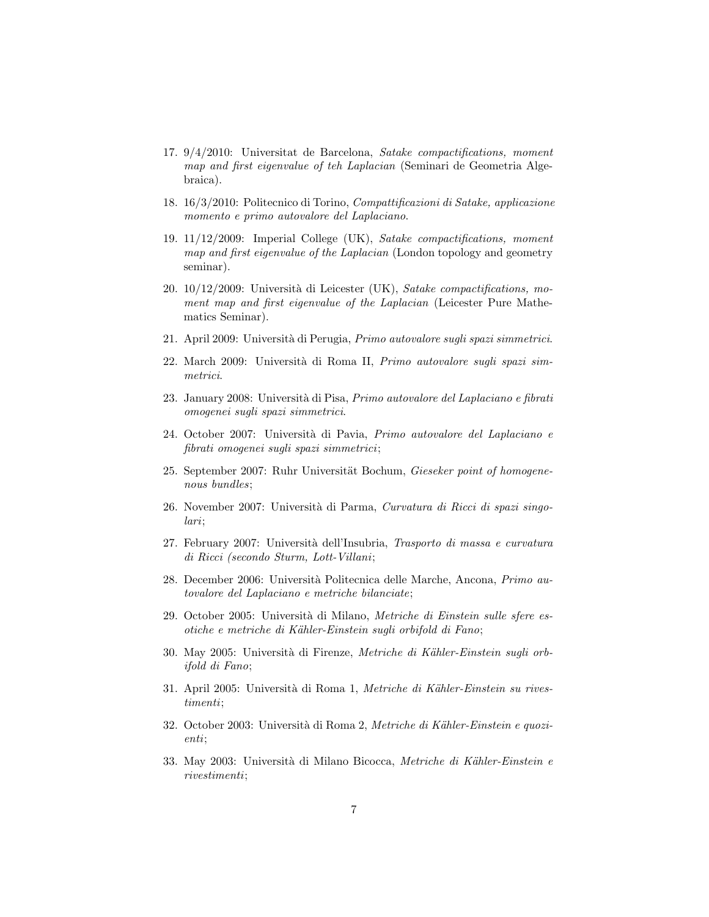17. 9/4/2010: Universitat de Barcelona, *Satake compactifications, moment map and first eigenvalue of teh Laplacian* (Seminari de Geometria Algebraica).

18. 16/3/2010: Politecnico di Torino, *Compattificazioni di Satake, applicazione momento e primo autovalore del Laplaciano.*

19. 11/12/2009: Imperial College (UK), *Satake compactifications, moment map and first eigenvalue of the Laplacian* (London topology and geometry seminar).

20. 10/12/2009: Università di Leicester (UK), *Satake compactifications, moment map and first eigenvalue of the Laplacian* (Leicester Pure Mathematics Seminar).

21. April 2009: Università di Perugia, *Primo autovalore sugli spazi simmetrici.*

22. March 2009: Università di Roma II, *Primo autovalore sugli spazi simmetrici.*

23. January 2008: Università di Pisa, *Primo autovalore del Laplaciano e fibrati omogenei sugli spazi simmetrici.*

24. October 2007: Università di Pavia, *Primo autovalore del Laplaciano e fibrati omogenei sugli spazi simmetrici*;

25. September 2007: Ruhr Universität Bochum, *Gieseker point of homogenenous bundles*;

26. November 2007: Università di Parma, *Curvatura di Ricci di spazi singolari*;

27. February 2007: Università dell'Insubria, *Trasporto di massa e curvatura di Ricci (secondo Sturm, Lott-Villani*;

28. December 2006: Università Politecnica delle Marche, Ancona, *Primo autovalore del Laplaciano e metriche bilanciate*;

29. October 2005: Università di Milano, *Metriche di Einstein sulle sfere esotiche e metriche di Kähler-Einstein sugli orbifold di Fano*;

30. May 2005: Università di Firenze, *Metriche di Kähler-Einstein sugli orbifold di Fano*;

31. April 2005: Università di Roma 1, *Metriche di Kähler-Einstein su rivestimenti*;

32. October 2003: Università di Roma 2, *Metriche di Kähler-Einstein e quozienti*;

33. May 2003: Università di Milano Bicocca, *Metriche di Kähler-Einstein e rivestimenti*;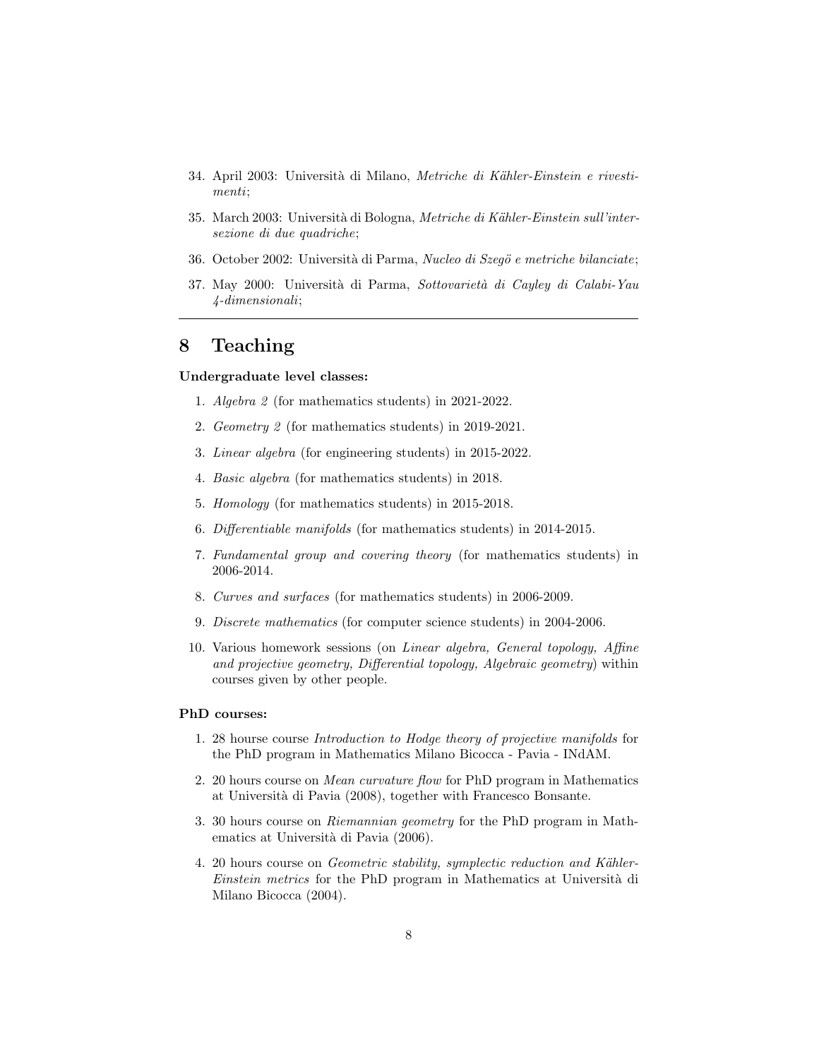34. April 2003: Università di Milano, *Metriche di Kähler-Einstein e rivestimenti*;

35. March 2003: Università di Bologna, *Metriche di Kähler-Einstein sull'intersezione di due quadriche*;

36. October 2002: Università di Parma, *Nucleo di Szegö e metriche bilanciate*;

37. May 2000: Università di Parma, *Sottovarietà di Cayley di Calabi-Yau 4-dimensionali*;

---

## 8 Teaching

**Undergraduate level classes:**

1. *Algebra 2* (for mathematics students) in 2021-2022.

2. *Geometry 2* (for mathematics students) in 2019-2021.

3. *Linear algebra* (for engineering students) in 2015-2022.

4. *Basic algebra* (for mathematics students) in 2018.

5. *Homology* (for mathematics students) in 2015-2018.

6. *Differentiable manifolds* (for mathematics students) in 2014-2015.

7. *Fundamental group and covering theory* (for mathematics students) in 2006-2014.

8. *Curves and surfaces* (for mathematics students) in 2006-2009.

9. *Discrete mathematics* (for computer science students) in 2004-2006.

10. Various homework sessions (on *Linear algebra, General topology, Affine and projective geometry, Differential topology, Algebraic geometry*) within courses given by other people.

**PhD courses:**

1. 28 hourse course *Introduction to Hodge theory of projective manifolds* for the PhD program in Mathematics Milano Bicocca - Pavia - INdAM.

2. 20 hours course on *Mean curvature flow* for PhD program in Mathematics at Università di Pavia (2008), together with Francesco Bonsante.

3. 30 hours course on *Riemannian geometry* for the PhD program in Mathematics at Università di Pavia (2006).

4. 20 hours course on *Geometric stability, symplectic reduction and Kähler-Einstein metrics* for the PhD program in Mathematics at Università di Milano Bicocca (2004).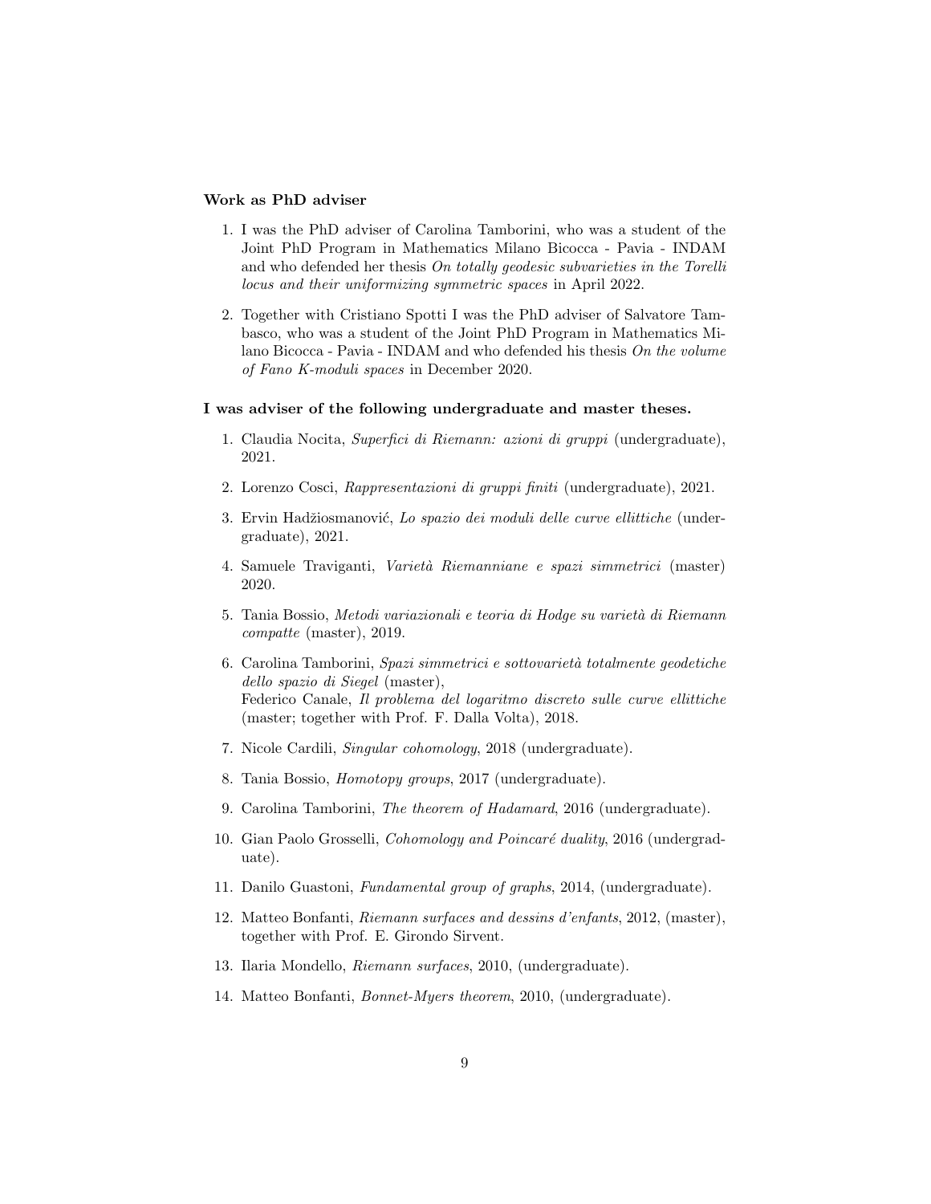**Work as PhD adviser**

1. I was the PhD adviser of Carolina Tamborini, who was a student of the Joint PhD Program in Mathematics Milano Bicocca - Pavia - INDAM and who defended her thesis *On totally geodesic subvarieties in the Torelli locus and their uniformizing symmetric spaces* in April 2022.

2. Together with Cristiano Spotti I was the PhD adviser of Salvatore Tambasco, who was a student of the Joint PhD Program in Mathematics Milano Bicocca - Pavia - INDAM and who defended his thesis *On the volume of Fano K-moduli spaces* in December 2020.

**I was adviser of the following undergraduate and master theses.**

1. Claudia Nocita, *Superfici di Riemann: azioni di gruppi* (undergraduate), 2021.

2. Lorenzo Cosci, *Rappresentazioni di gruppi finiti* (undergraduate), 2021.

3. Ervin Hadžiosmanović, *Lo spazio dei moduli delle curve ellittiche* (undergraduate), 2021.

4. Samuele Traviganti, *Varietà Riemanniane e spazi simmetrici* (master) 2020.

5. Tania Bossio, *Metodi variazionali e teoria di Hodge su varietà di Riemann compatte* (master), 2019.

6. Carolina Tamborini, *Spazi simmetrici e sottovarietà totalmente geodetiche dello spazio di Siegel* (master),
   Federico Canale, *Il problema del logaritmo discreto sulle curve ellittiche* (master; together with Prof. F. Dalla Volta), 2018.

7. Nicole Cardili, *Singular cohomology*, 2018 (undergraduate).

8. Tania Bossio, *Homotopy groups*, 2017 (undergraduate).

9. Carolina Tamborini, *The theorem of Hadamard*, 2016 (undergraduate).

10. Gian Paolo Grosselli, *Cohomology and Poincaré duality*, 2016 (undergraduate).

11. Danilo Guastoni, *Fundamental group of graphs*, 2014, (undergraduate).

12. Matteo Bonfanti, *Riemann surfaces and dessins d'enfants*, 2012, (master), together with Prof. E. Girondo Sirvent.

13. Ilaria Mondello, *Riemann surfaces*, 2010, (undergraduate).

14. Matteo Bonfanti, *Bonnet-Myers theorem*, 2010, (undergraduate).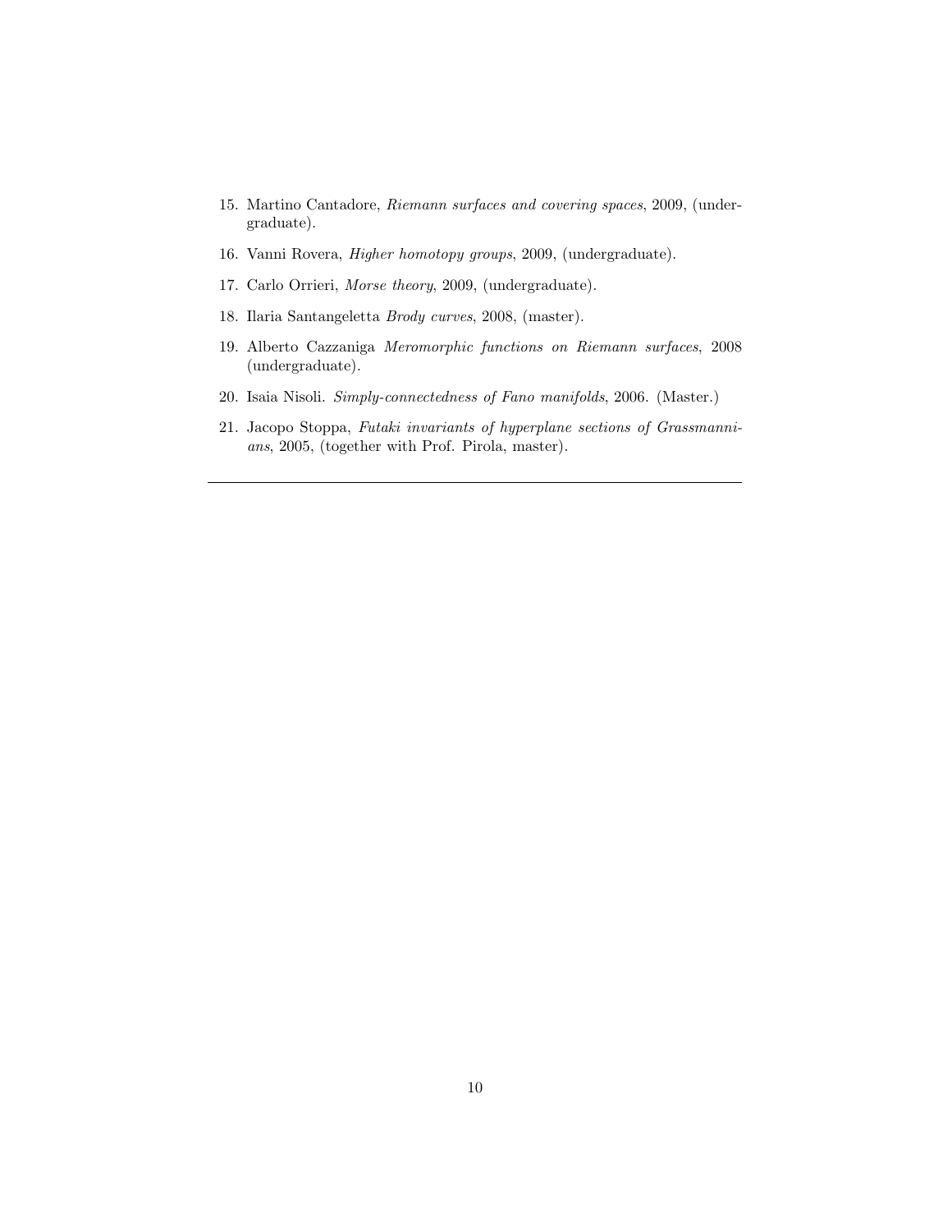15. Martino Cantadore, *Riemann surfaces and covering spaces*, 2009, (undergraduate).

16. Vanni Rovera, *Higher homotopy groups*, 2009, (undergraduate).

17. Carlo Orrieri, *Morse theory*, 2009, (undergraduate).

18. Ilaria Santangeletta *Brody curves*, 2008, (master).

19. Alberto Cazzaniga *Meromorphic functions on Riemann surfaces*, 2008 (undergraduate).

20. Isaia Nisoli. *Simply-connectedness of Fano manifolds*, 2006. (Master.)

21. Jacopo Stoppa, *Futaki invariants of hyperplane sections of Grassmannians*, 2005, (together with Prof. Pirola, master).

---